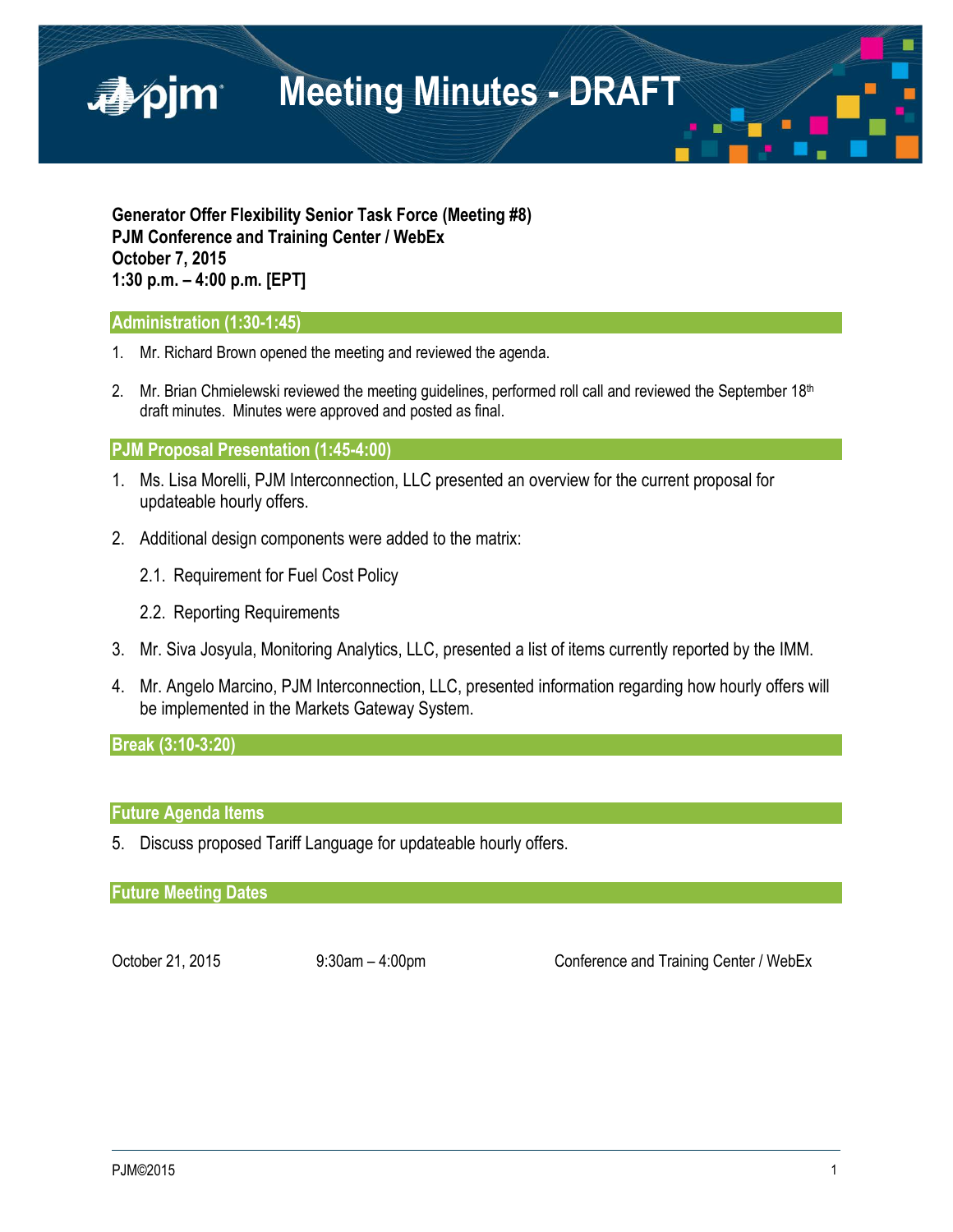# Meeting Minutes - DRAFT

**Generator Offer Flexibility Senior Task Force (Meeting #8)**
**PJM Conference and Training Center / WebEx**
**October 7, 2015**
**1:30 p.m. – 4:00 p.m. [EPT]**

## Administration (1:30-1:45)

1. Mr. Richard Brown opened the meeting and reviewed the agenda.

2. Mr. Brian Chmielewski reviewed the meeting guidelines, performed roll call and reviewed the September 18th draft minutes. Minutes were approved and posted as final.

## PJM Proposal Presentation (1:45-4:00)

1. Ms. Lisa Morelli, PJM Interconnection, LLC presented an overview for the current proposal for updateable hourly offers.

2. Additional design components were added to the matrix:

   2.1. Requirement for Fuel Cost Policy

   2.2. Reporting Requirements

3. Mr. Siva Josyula, Monitoring Analytics, LLC, presented a list of items currently reported by the IMM.

4. Mr. Angelo Marcino, PJM Interconnection, LLC, presented information regarding how hourly offers will be implemented in the Markets Gateway System.

## Break (3:10-3:20)

## Future Agenda Items

5. Discuss proposed Tariff Language for updateable hourly offers.

## Future Meeting Dates

| | | |
|---|---|---|
| October 21, 2015 | 9:30am – 4:00pm | Conference and Training Center / WebEx |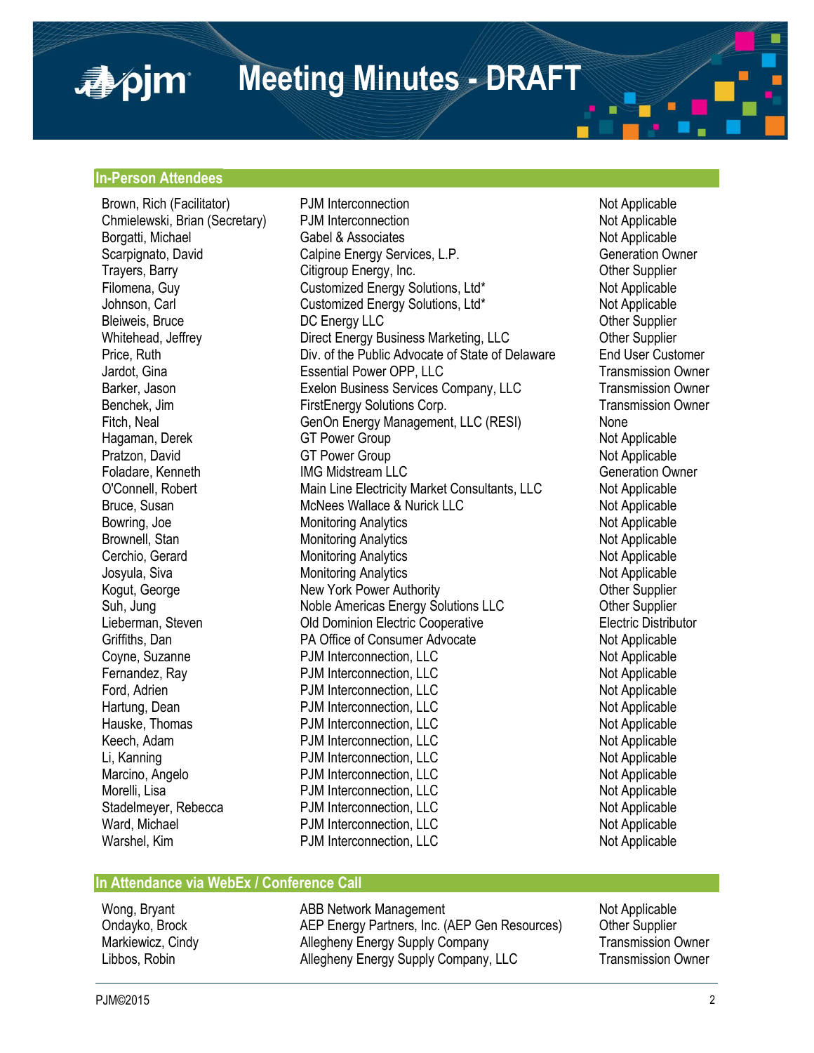# Meeting Minutes - DRAFT

## In-Person Attendees

| | | |
|---|---|---|
| Brown, Rich (Facilitator) | PJM Interconnection | Not Applicable |
| Chmielewski, Brian (Secretary) | PJM Interconnection | Not Applicable |
| Borgatti, Michael | Gabel & Associates | Not Applicable |
| Scarpignato, David | Calpine Energy Services, L.P. | Generation Owner |
| Trayers, Barry | Citigroup Energy, Inc. | Other Supplier |
| Filomena, Guy | Customized Energy Solutions, Ltd* | Not Applicable |
| Johnson, Carl | Customized Energy Solutions, Ltd* | Not Applicable |
| Bleiweis, Bruce | DC Energy LLC | Other Supplier |
| Whitehead, Jeffrey | Direct Energy Business Marketing, LLC | Other Supplier |
| Price, Ruth | Div. of the Public Advocate of State of Delaware | End User Customer |
| Jardot, Gina | Essential Power OPP, LLC | Transmission Owner |
| Barker, Jason | Exelon Business Services Company, LLC | Transmission Owner |
| Benchek, Jim | FirstEnergy Solutions Corp. | Transmission Owner |
| Fitch, Neal | GenOn Energy Management, LLC (RESI) | None |
| Hagaman, Derek | GT Power Group | Not Applicable |
| Pratzon, David | GT Power Group | Not Applicable |
| Foladare, Kenneth | IMG Midstream LLC | Generation Owner |
| O'Connell, Robert | Main Line Electricity Market Consultants, LLC | Not Applicable |
| Bruce, Susan | McNees Wallace & Nurick LLC | Not Applicable |
| Bowring, Joe | Monitoring Analytics | Not Applicable |
| Brownell, Stan | Monitoring Analytics | Not Applicable |
| Cerchio, Gerard | Monitoring Analytics | Not Applicable |
| Josyula, Siva | Monitoring Analytics | Not Applicable |
| Kogut, George | New York Power Authority | Other Supplier |
| Suh, Jung | Noble Americas Energy Solutions LLC | Other Supplier |
| Lieberman, Steven | Old Dominion Electric Cooperative | Electric Distributor |
| Griffiths, Dan | PA Office of Consumer Advocate | Not Applicable |
| Coyne, Suzanne | PJM Interconnection, LLC | Not Applicable |
| Fernandez, Ray | PJM Interconnection, LLC | Not Applicable |
| Ford, Adrien | PJM Interconnection, LLC | Not Applicable |
| Hartung, Dean | PJM Interconnection, LLC | Not Applicable |
| Hauske, Thomas | PJM Interconnection, LLC | Not Applicable |
| Keech, Adam | PJM Interconnection, LLC | Not Applicable |
| Li, Kanning | PJM Interconnection, LLC | Not Applicable |
| Marcino, Angelo | PJM Interconnection, LLC | Not Applicable |
| Morelli, Lisa | PJM Interconnection, LLC | Not Applicable |
| Stadelmeyer, Rebecca | PJM Interconnection, LLC | Not Applicable |
| Ward, Michael | PJM Interconnection, LLC | Not Applicable |
| Warshel, Kim | PJM Interconnection, LLC | Not Applicable |

## In Attendance via WebEx / Conference Call

| | | |
|---|---|---|
| Wong, Bryant | ABB Network Management | Not Applicable |
| Ondayko, Brock | AEP Energy Partners, Inc. (AEP Gen Resources) | Other Supplier |
| Markiewicz, Cindy | Allegheny Energy Supply Company | Transmission Owner |
| Libbos, Robin | Allegheny Energy Supply Company, LLC | Transmission Owner |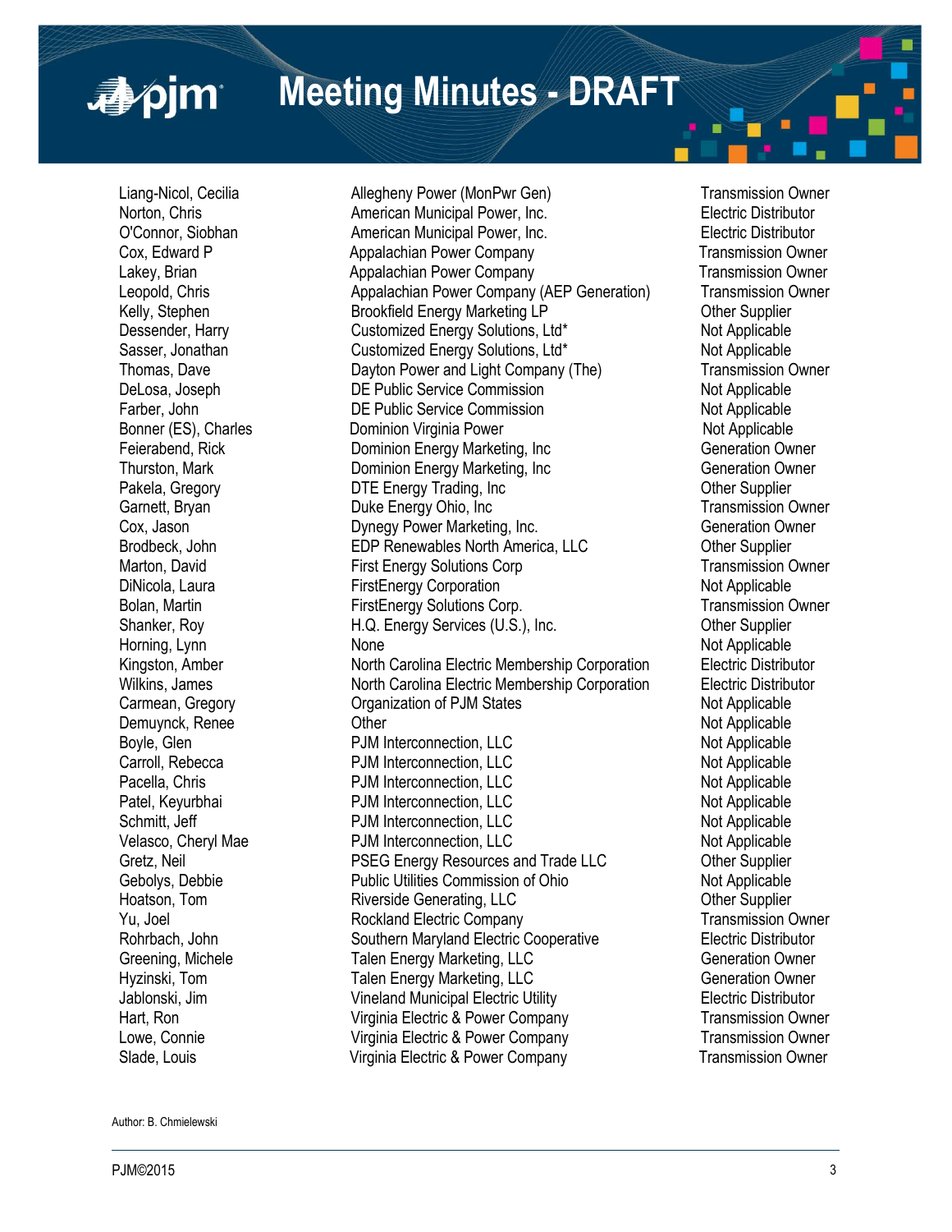| | | |
|---|---|---|
| Liang-Nicol, Cecilia | Allegheny Power (MonPwr Gen) | Transmission Owner |
| Norton, Chris | American Municipal Power, Inc. | Electric Distributor |
| O'Connor, Siobhan | American Municipal Power, Inc. | Electric Distributor |
| Cox, Edward P | Appalachian Power Company | Transmission Owner |
| Lakey, Brian | Appalachian Power Company | Transmission Owner |
| Leopold, Chris | Appalachian Power Company (AEP Generation) | Transmission Owner |
| Kelly, Stephen | Brookfield Energy Marketing LP | Other Supplier |
| Dessender, Harry | Customized Energy Solutions, Ltd* | Not Applicable |
| Sasser, Jonathan | Customized Energy Solutions, Ltd* | Not Applicable |
| Thomas, Dave | Dayton Power and Light Company (The) | Transmission Owner |
| DeLosa, Joseph | DE Public Service Commission | Not Applicable |
| Farber, John | DE Public Service Commission | Not Applicable |
| Bonner (ES), Charles | Dominion Virginia Power | Not Applicable |
| Feierabend, Rick | Dominion Energy Marketing, Inc | Generation Owner |
| Thurston, Mark | Dominion Energy Marketing, Inc | Generation Owner |
| Pakela, Gregory | DTE Energy Trading, Inc | Other Supplier |
| Garnett, Bryan | Duke Energy Ohio, Inc | Transmission Owner |
| Cox, Jason | Dynegy Power Marketing, Inc. | Generation Owner |
| Brodbeck, John | EDP Renewables North America, LLC | Other Supplier |
| Marton, David | First Energy Solutions Corp | Transmission Owner |
| DiNicola, Laura | FirstEnergy Corporation | Not Applicable |
| Bolan, Martin | FirstEnergy Solutions Corp. | Transmission Owner |
| Shanker, Roy | H.Q. Energy Services (U.S.), Inc. | Other Supplier |
| Horning, Lynn | None | Not Applicable |
| Kingston, Amber | North Carolina Electric Membership Corporation | Electric Distributor |
| Wilkins, James | North Carolina Electric Membership Corporation | Electric Distributor |
| Carmean, Gregory | Organization of PJM States | Not Applicable |
| Demuynck, Renee | Other | Not Applicable |
| Boyle, Glen | PJM Interconnection, LLC | Not Applicable |
| Carroll, Rebecca | PJM Interconnection, LLC | Not Applicable |
| Pacella, Chris | PJM Interconnection, LLC | Not Applicable |
| Patel, Keyurbhai | PJM Interconnection, LLC | Not Applicable |
| Schmitt, Jeff | PJM Interconnection, LLC | Not Applicable |
| Velasco, Cheryl Mae | PJM Interconnection, LLC | Not Applicable |
| Gretz, Neil | PSEG Energy Resources and Trade LLC | Other Supplier |
| Gebolys, Debbie | Public Utilities Commission of Ohio | Not Applicable |
| Hoatson, Tom | Riverside Generating, LLC | Other Supplier |
| Yu, Joel | Rockland Electric Company | Transmission Owner |
| Rohrbach, John | Southern Maryland Electric Cooperative | Electric Distributor |
| Greening, Michele | Talen Energy Marketing, LLC | Generation Owner |
| Hyzinski, Tom | Talen Energy Marketing, LLC | Generation Owner |
| Jablonski, Jim | Vineland Municipal Electric Utility | Electric Distributor |
| Hart, Ron | Virginia Electric & Power Company | Transmission Owner |
| Lowe, Connie | Virginia Electric & Power Company | Transmission Owner |
| Slade, Louis | Virginia Electric & Power Company | Transmission Owner |

Author: B. Chmielewski